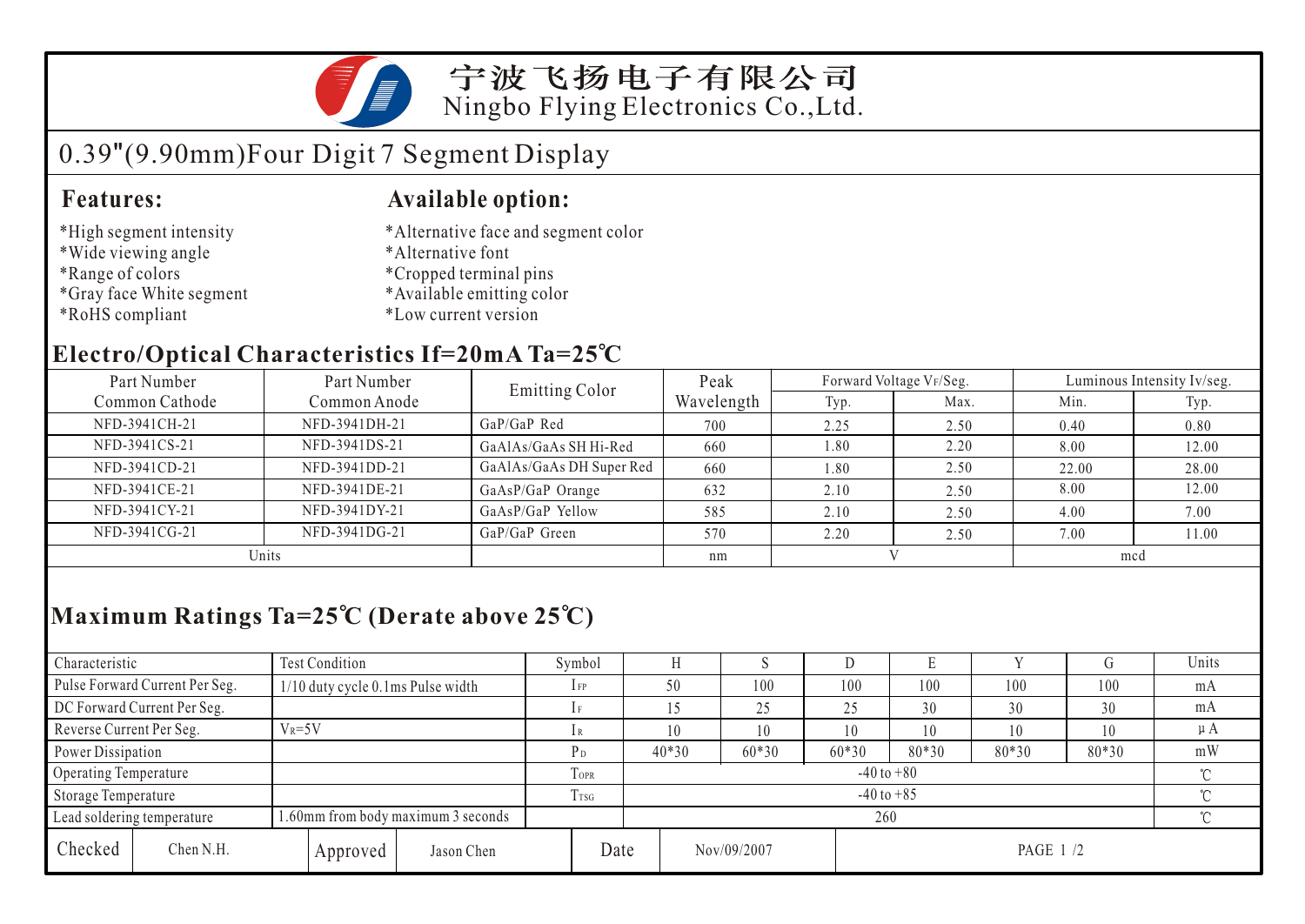# 宁波飞扬电子有限公司

Ningbo Flying Electronics Co.,Ltd.

## 0.39"(9.90mm)Four Digit 7 Segment Display

### Features:

*High segment intensity
*Wide viewing angle
*Range of colors
*Gray face White segment
*RoHS compliant

### Available option:

*Alternative face and segment color
*Alternative font
*Cropped terminal pins
*Available emitting color
*Low current version

### Electro/Optical Characteristics If=20mA Ta=25℃

| Part Number Common Cathode | Part Number Common Anode | Emitting Color | Peak Wavelength | Forward Voltage $V_F$/Seg. | | Luminous Intensity Iv/seg. | |
|---|---|---|---|---|---|---|---|
| | | | | Typ. | Max. | Min. | Typ. |
| NFD-3941CH-21 | NFD-3941DH-21 | GaP/GaP Red | 700 | 2.25 | 2.50 | 0.40 | 0.80 |
| NFD-3941CS-21 | NFD-3941DS-21 | GaAlAs/GaAs SH Hi-Red | 660 | 1.80 | 2.20 | 8.00 | 12.00 |
| NFD-3941CD-21 | NFD-3941DD-21 | GaAlAs/GaAs DH Super Red | 660 | 1.80 | 2.50 | 22.00 | 28.00 |
| NFD-3941CE-21 | NFD-3941DE-21 | GaAsP/GaP Orange | 632 | 2.10 | 2.50 | 8.00 | 12.00 |
| NFD-3941CY-21 | NFD-3941DY-21 | GaAsP/GaP Yellow | 585 | 2.10 | 2.50 | 4.00 | 7.00 |
| NFD-3941CG-21 | NFD-3941DG-21 | GaP/GaP Green | 570 | 2.20 | 2.50 | 7.00 | 11.00 |
| Units | | | nm | V | | mcd | |

### Maximum Ratings Ta=25℃ (Derate above 25℃)

| Characteristic | Test Condition | Symbol | H | S | D | E | Y | G | Units |
|---|---|---|---|---|---|---|---|---|---|
| Pulse Forward Current Per Seg. | 1/10 duty cycle 0.1ms Pulse width | $I_{FP}$ | 50 | 100 | 100 | 100 | 100 | 100 | mA |
| DC Forward Current Per Seg. | | $I_F$ | 15 | 25 | 25 | 30 | 30 | 30 | mA |
| Reverse Current Per Seg. | $V_R$=5V | $I_R$ | 10 | 10 | 10 | 10 | 10 | 10 | μA |
| Power Dissipation | | $P_D$ | 40*30 | 60*30 | 60*30 | 80*30 | 80*30 | 80*30 | mW |
| Operating Temperature | | $T_{OPR}$ | -40 to +80 | | | | | | ℃ |
| Storage Temperature | | $T_{TSG}$ | -40 to +85 | | | | | | ℃ |
| Lead soldering temperature | 1.60mm from body maximum 3 seconds | | 260 | | | | | | ℃ |

| Checked | Chen N.H. | Approved | Jason Chen | Date | Nov/09/2007 |
|---|---|---|---|---|---|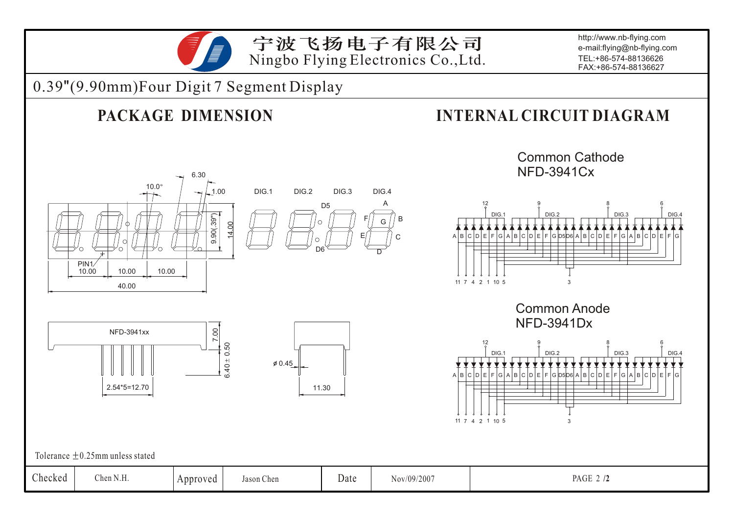宁波飞扬电子有限公司
Ningbo Flying Electronics Co.,Ltd.

http://www.nb-flying.com
e-mail:flying@nb-flying.com
TEL:+86-574-88136626
FAX:+86-574-88136627

# 0.39"(9.90mm)Four Digit 7 Segment Display

## PACKAGE DIMENSION

6.30
10.0°
1.00
9.90(.39")
14.00
PIN1
10.00
10.00
10.00
40.00

DIG.1
DIG.2
DIG.3
DIG.4
D5
D6
A
B
C
D
E
F
G

NFD-3941xx
7.00
6.40 ± 0.50
2.54*5=12.70
ø 0.45
11.30

## INTERNAL CIRCUIT DIAGRAM

Common Cathode
NFD-3941Cx

12
9
8
6
DIG.1
DIG.2
DIG.3
DIG.4
A B C D E F G A B C D E F G D5 D6 A B C D E F G A B C D E F G
11 7 4 2 1 10 5
3

Common Anode
NFD-3941Dx

12
9
8
6
DIG.1
DIG.2
DIG.3
DIG.4
A B C D E F G A B C D E F G D5 D6 A B C D E F G A B C D E F G
11 7 4 2 1 10 5
3

Tolerance ±0.25mm unless stated

| | | | | | | |
|---|---|---|---|---|---|---|
| Checked | Chen N.H. | Approved | Jason Chen | Date | Nov/09/2007 | PAGE 2 /2 |